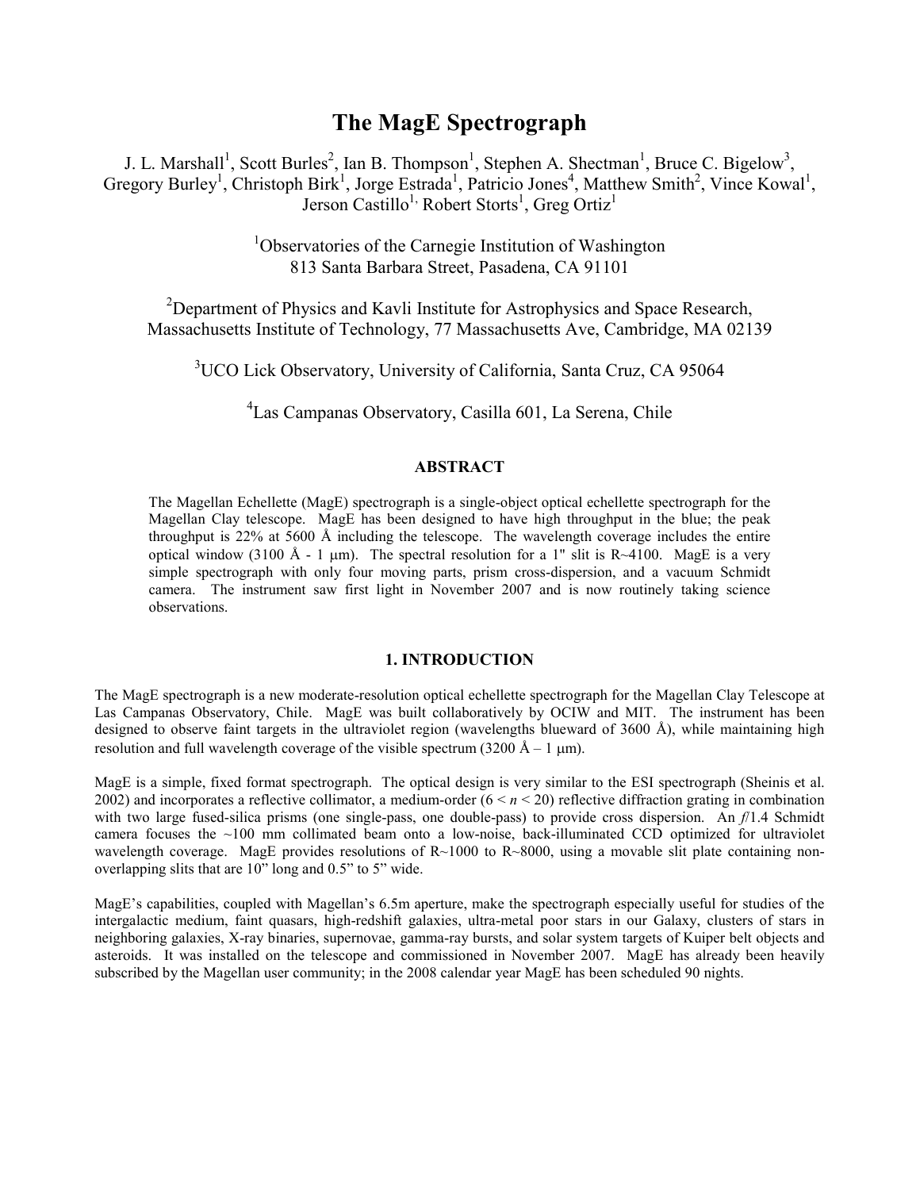# The MagE Spectrograph

J. L. Marshall[1], Scott Burles[2], Ian B. Thompson[1], Stephen A. Shectman[1], Bruce C. Bigelow[3], Gregory Burley[1], Christoph Birk[1], Jorge Estrada[1], Patricio Jones[4], Matthew Smith[2], Vince Kowal[1], Jerson Castillo[1], Robert Storts[1], Greg Ortiz[1]

[1]Observatories of the Carnegie Institution of Washington
813 Santa Barbara Street, Pasadena, CA 91101

[2]Department of Physics and Kavli Institute for Astrophysics and Space Research, Massachusetts Institute of Technology, 77 Massachusetts Ave, Cambridge, MA 02139

[3]UCO Lick Observatory, University of California, Santa Cruz, CA 95064

[4]Las Campanas Observatory, Casilla 601, La Serena, Chile

## ABSTRACT

The Magellan Echellette (MagE) spectrograph is a single-object optical echellette spectrograph for the Magellan Clay telescope. MagE has been designed to have high throughput in the blue; the peak throughput is 22% at 5600 Å including the telescope. The wavelength coverage includes the entire optical window (3100 Å - 1 μm). The spectral resolution for a 1" slit is R~4100. MagE is a very simple spectrograph with only four moving parts, prism cross-dispersion, and a vacuum Schmidt camera. The instrument saw first light in November 2007 and is now routinely taking science observations.

## 1. INTRODUCTION

The MagE spectrograph is a new moderate-resolution optical echellette spectrograph for the Magellan Clay Telescope at Las Campanas Observatory, Chile. MagE was built collaboratively by OCIW and MIT. The instrument has been designed to observe faint targets in the ultraviolet region (wavelengths blueward of 3600 Å), while maintaining high resolution and full wavelength coverage of the visible spectrum (3200 Å – 1 μm).

MagE is a simple, fixed format spectrograph. The optical design is very similar to the ESI spectrograph (Sheinis et al. 2002) and incorporates a reflective collimator, a medium-order ($6 < n < 20$) reflective diffraction grating in combination with two large fused-silica prisms (one single-pass, one double-pass) to provide cross dispersion. An *f*/1.4 Schmidt camera focuses the ~100 mm collimated beam onto a low-noise, back-illuminated CCD optimized for ultraviolet wavelength coverage. MagE provides resolutions of R~1000 to R~8000, using a movable slit plate containing non-overlapping slits that are 10" long and 0.5" to 5" wide.

MagE's capabilities, coupled with Magellan's 6.5m aperture, make the spectrograph especially useful for studies of the intergalactic medium, faint quasars, high-redshift galaxies, ultra-metal poor stars in our Galaxy, clusters of stars in neighboring galaxies, X-ray binaries, supernovae, gamma-ray bursts, and solar system targets of Kuiper belt objects and asteroids. It was installed on the telescope and commissioned in November 2007. MagE has already been heavily subscribed by the Magellan user community; in the 2008 calendar year MagE has been scheduled 90 nights.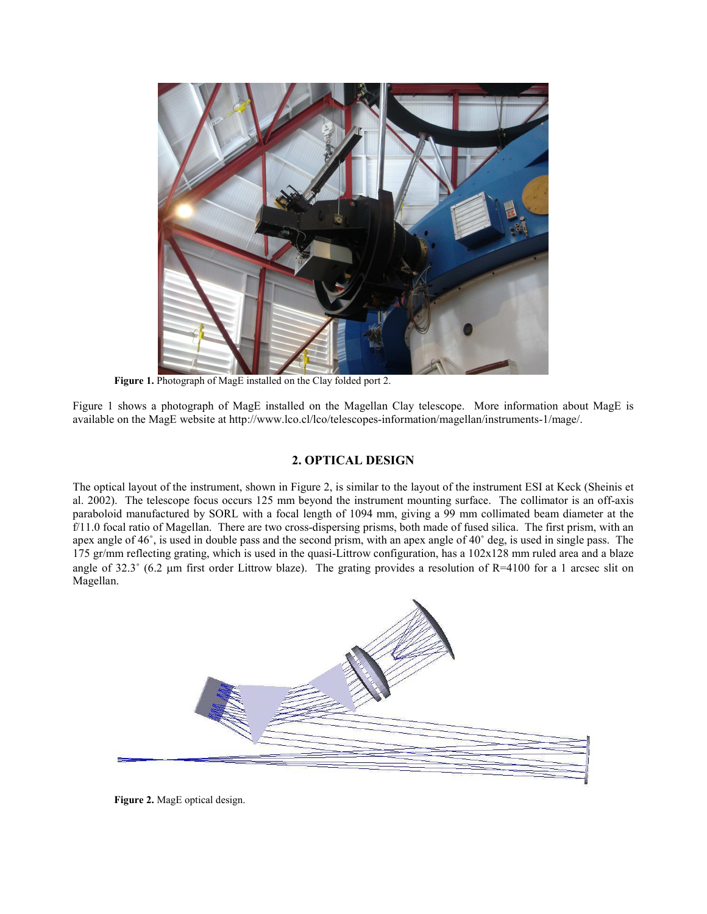**Figure 1.** Photograph of MagE installed on the Clay folded port 2.

Figure 1 shows a photograph of MagE installed on the Magellan Clay telescope. More information about MagE is available on the MagE website at http://www.lco.cl/lco/telescopes-information/magellan/instruments-1/mage/.

## 2. OPTICAL DESIGN

The optical layout of the instrument, shown in Figure 2, is similar to the layout of the instrument ESI at Keck (Sheinis et al. 2002). The telescope focus occurs 125 mm beyond the instrument mounting surface. The collimator is an off-axis paraboloid manufactured by SORL with a focal length of 1094 mm, giving a 99 mm collimated beam diameter at the f/11.0 focal ratio of Magellan. There are two cross-dispersing prisms, both made of fused silica. The first prism, with an apex angle of 46˚, is used in double pass and the second prism, with an apex angle of 40˚ deg, is used in single pass. The 175 gr/mm reflecting grating, which is used in the quasi-Littrow configuration, has a 102x128 mm ruled area and a blaze angle of 32.3˚ (6.2 μm first order Littrow blaze). The grating provides a resolution of R=4100 for a 1 arcsec slit on Magellan.

**Figure 2.** MagE optical design.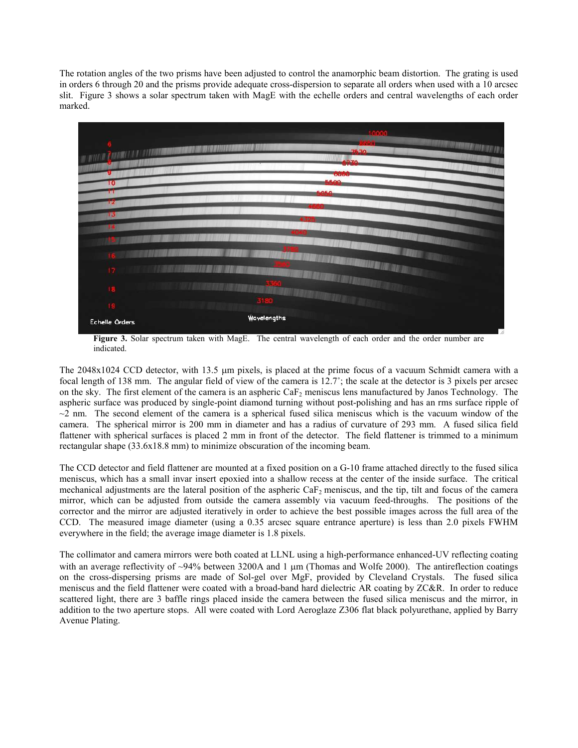The rotation angles of the two prisms have been adjusted to control the anamorphic beam distortion. The grating is used in orders 6 through 20 and the prisms provide adequate cross-dispersion to separate all orders when used with a 10 arcsec slit. Figure 3 shows a solar spectrum taken with MagE with the echelle orders and central wavelengths of each order marked.

**Figure 3.** Solar spectrum taken with MagE. The central wavelength of each order and the order number are indicated.

The 2048x1024 CCD detector, with 13.5 μm pixels, is placed at the prime focus of a vacuum Schmidt camera with a focal length of 138 mm. The angular field of view of the camera is 12.7˚; the scale at the detector is 3 pixels per arcsec on the sky. The first element of the camera is an aspheric $CaF_2$ meniscus lens manufactured by Janos Technology. The aspheric surface was produced by single-point diamond turning without post-polishing and has an rms surface ripple of ~2 nm. The second element of the camera is a spherical fused silica meniscus which is the vacuum window of the camera. The spherical mirror is 200 mm in diameter and has a radius of curvature of 293 mm. A fused silica field flattener with spherical surfaces is placed 2 mm in front of the detector. The field flattener is trimmed to a minimum rectangular shape (33.6x18.8 mm) to minimize obscuration of the incoming beam.

The CCD detector and field flattener are mounted at a fixed position on a G-10 frame attached directly to the fused silica meniscus, which has a small invar insert epoxied into a shallow recess at the center of the inside surface. The critical mechanical adjustments are the lateral position of the aspheric $CaF_2$ meniscus, and the tip, tilt and focus of the camera mirror, which can be adjusted from outside the camera assembly via vacuum feed-throughs. The positions of the corrector and the mirror are adjusted iteratively in order to achieve the best possible images across the full area of the CCD. The measured image diameter (using a 0.35 arcsec square entrance aperture) is less than 2.0 pixels FWHM everywhere in the field; the average image diameter is 1.8 pixels.

The collimator and camera mirrors were both coated at LLNL using a high-performance enhanced-UV reflecting coating with an average reflectivity of ~94% between 3200A and 1 μm (Thomas and Wolfe 2000). The antireflection coatings on the cross-dispersing prisms are made of Sol-gel over MgF, provided by Cleveland Crystals. The fused silica meniscus and the field flattener were coated with a broad-band hard dielectric AR coating by ZC&R. In order to reduce scattered light, there are 3 baffle rings placed inside the camera between the fused silica meniscus and the mirror, in addition to the two aperture stops. All were coated with Lord Aeroglaze Z306 flat black polyurethane, applied by Barry Avenue Plating.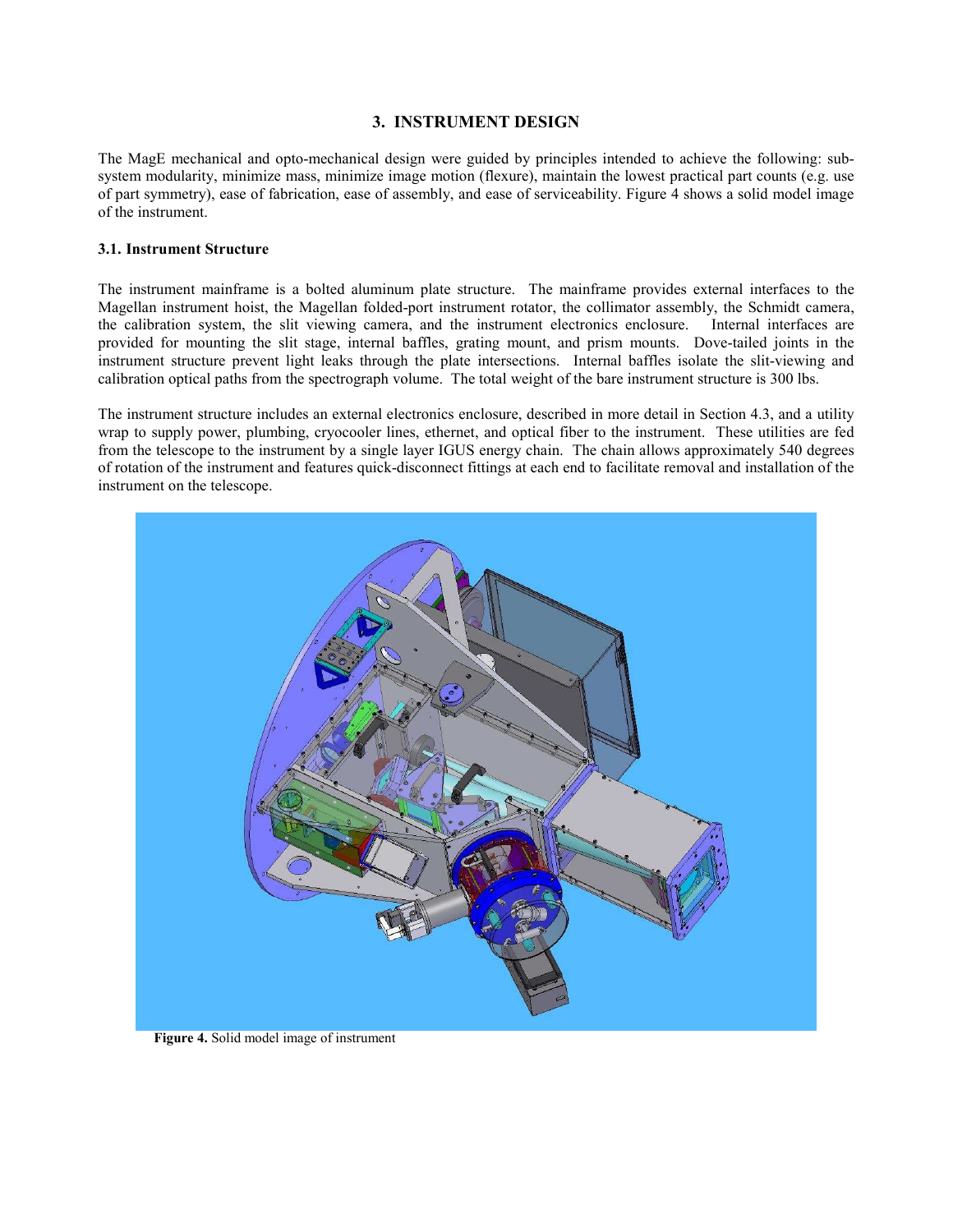## 3. INSTRUMENT DESIGN

The MagE mechanical and opto-mechanical design were guided by principles intended to achieve the following: sub-system modularity, minimize mass, minimize image motion (flexure), maintain the lowest practical part counts (e.g. use of part symmetry), ease of fabrication, ease of assembly, and ease of serviceability. Figure 4 shows a solid model image of the instrument.

### 3.1. Instrument Structure

The instrument mainframe is a bolted aluminum plate structure. The mainframe provides external interfaces to the Magellan instrument hoist, the Magellan folded-port instrument rotator, the collimator assembly, the Schmidt camera, the calibration system, the slit viewing camera, and the instrument electronics enclosure. Internal interfaces are provided for mounting the slit stage, internal baffles, grating mount, and prism mounts. Dove-tailed joints in the instrument structure prevent light leaks through the plate intersections. Internal baffles isolate the slit-viewing and calibration optical paths from the spectrograph volume. The total weight of the bare instrument structure is 300 lbs.

The instrument structure includes an external electronics enclosure, described in more detail in Section 4.3, and a utility wrap to supply power, plumbing, cryocooler lines, ethernet, and optical fiber to the instrument. These utilities are fed from the telescope to the instrument by a single layer IGUS energy chain. The chain allows approximately 540 degrees of rotation of the instrument and features quick-disconnect fittings at each end to facilitate removal and installation of the instrument on the telescope.

**Figure 4.** Solid model image of instrument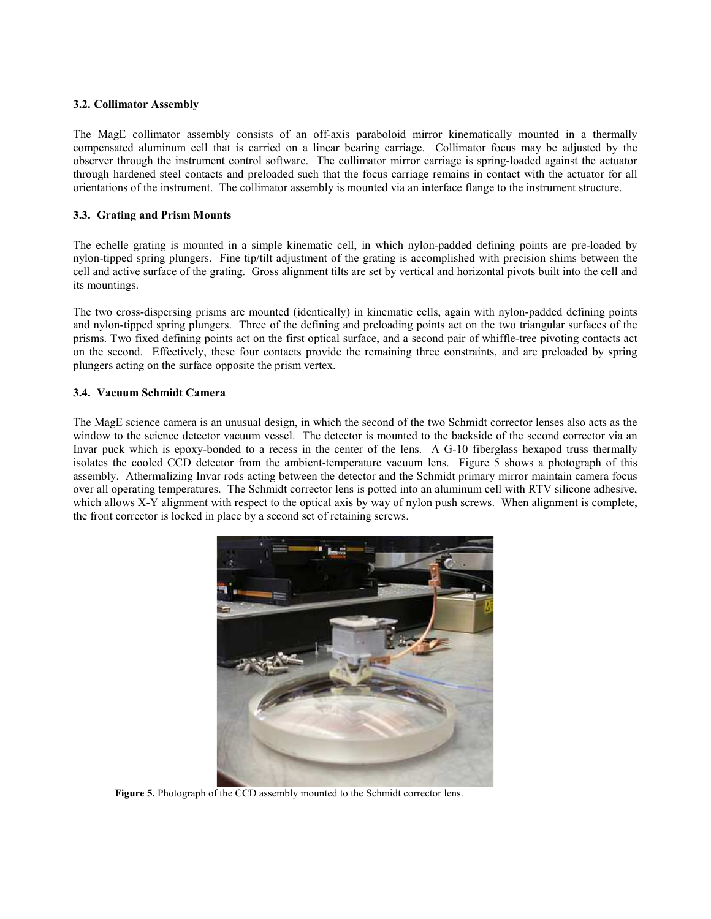### 3.2. Collimator Assembly

The MagE collimator assembly consists of an off-axis paraboloid mirror kinematically mounted in a thermally compensated aluminum cell that is carried on a linear bearing carriage. Collimator focus may be adjusted by the observer through the instrument control software. The collimator mirror carriage is spring-loaded against the actuator through hardened steel contacts and preloaded such that the focus carriage remains in contact with the actuator for all orientations of the instrument. The collimator assembly is mounted via an interface flange to the instrument structure.

### 3.3. Grating and Prism Mounts

The echelle grating is mounted in a simple kinematic cell, in which nylon-padded defining points are pre-loaded by nylon-tipped spring plungers. Fine tip/tilt adjustment of the grating is accomplished with precision shims between the cell and active surface of the grating. Gross alignment tilts are set by vertical and horizontal pivots built into the cell and its mountings.

The two cross-dispersing prisms are mounted (identically) in kinematic cells, again with nylon-padded defining points and nylon-tipped spring plungers. Three of the defining and preloading points act on the two triangular surfaces of the prisms. Two fixed defining points act on the first optical surface, and a second pair of whiffle-tree pivoting contacts act on the second. Effectively, these four contacts provide the remaining three constraints, and are preloaded by spring plungers acting on the surface opposite the prism vertex.

### 3.4. Vacuum Schmidt Camera

The MagE science camera is an unusual design, in which the second of the two Schmidt corrector lenses also acts as the window to the science detector vacuum vessel. The detector is mounted to the backside of the second corrector via an Invar puck which is epoxy-bonded to a recess in the center of the lens. A G-10 fiberglass hexapod truss thermally isolates the cooled CCD detector from the ambient-temperature vacuum lens. Figure 5 shows a photograph of this assembly. Athermalizing Invar rods acting between the detector and the Schmidt primary mirror maintain camera focus over all operating temperatures. The Schmidt corrector lens is potted into an aluminum cell with RTV silicone adhesive, which allows X-Y alignment with respect to the optical axis by way of nylon push screws. When alignment is complete, the front corrector is locked in place by a second set of retaining screws.

**Figure 5.** Photograph of the CCD assembly mounted to the Schmidt corrector lens.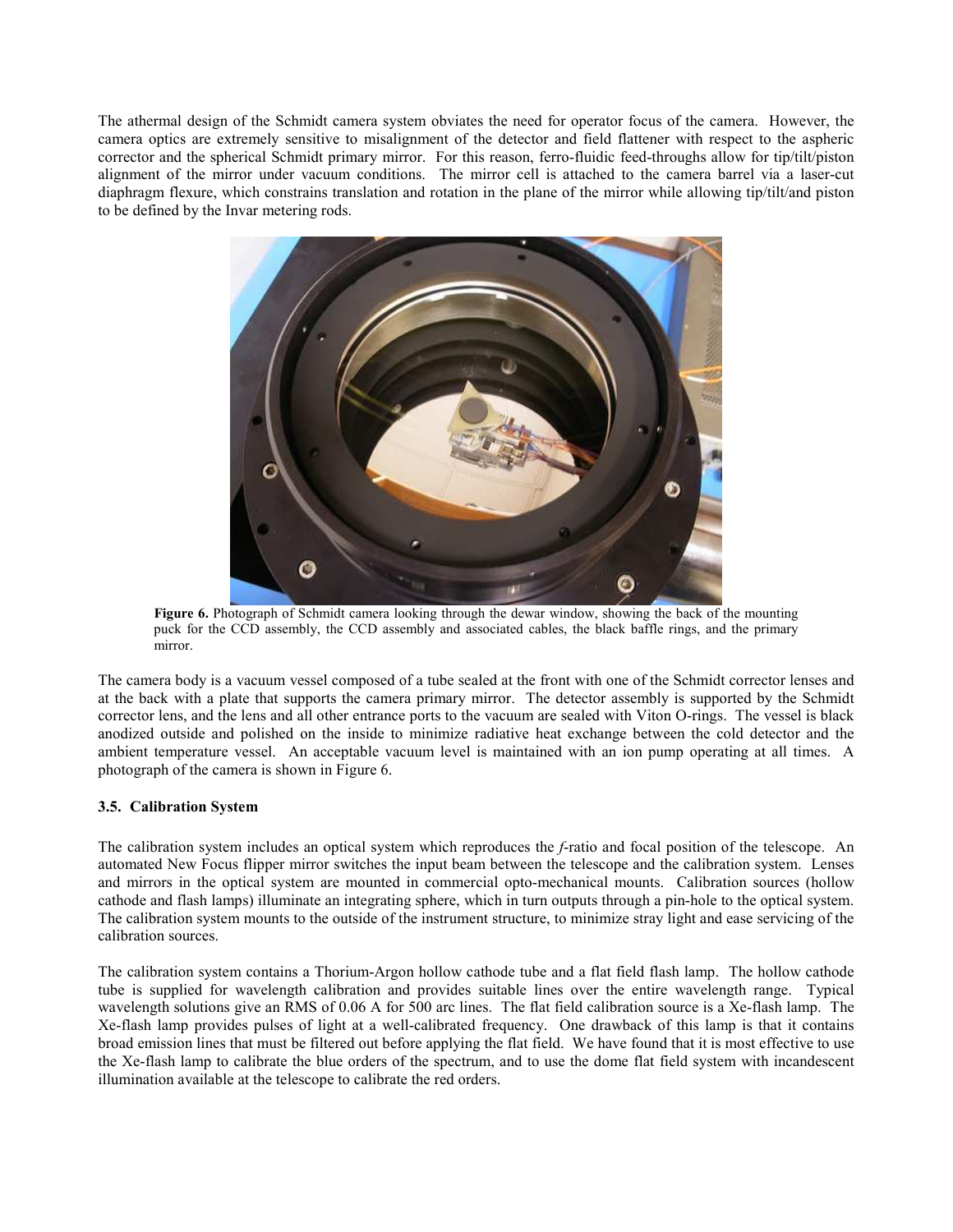The athermal design of the Schmidt camera system obviates the need for operator focus of the camera. However, the camera optics are extremely sensitive to misalignment of the detector and field flattener with respect to the aspheric corrector and the spherical Schmidt primary mirror. For this reason, ferro-fluidic feed-throughs allow for tip/tilt/piston alignment of the mirror under vacuum conditions. The mirror cell is attached to the camera barrel via a laser-cut diaphragm flexure, which constrains translation and rotation in the plane of the mirror while allowing tip/tilt/and piston to be defined by the Invar metering rods.

**Figure 6.** Photograph of Schmidt camera looking through the dewar window, showing the back of the mounting puck for the CCD assembly, the CCD assembly and associated cables, the black baffle rings, and the primary mirror.

The camera body is a vacuum vessel composed of a tube sealed at the front with one of the Schmidt corrector lenses and at the back with a plate that supports the camera primary mirror. The detector assembly is supported by the Schmidt corrector lens, and the lens and all other entrance ports to the vacuum are sealed with Viton O-rings. The vessel is black anodized outside and polished on the inside to minimize radiative heat exchange between the cold detector and the ambient temperature vessel. An acceptable vacuum level is maintained with an ion pump operating at all times. A photograph of the camera is shown in Figure 6.

### 3.5. Calibration System

The calibration system includes an optical system which reproduces the *f*-ratio and focal position of the telescope. An automated New Focus flipper mirror switches the input beam between the telescope and the calibration system. Lenses and mirrors in the optical system are mounted in commercial opto-mechanical mounts. Calibration sources (hollow cathode and flash lamps) illuminate an integrating sphere, which in turn outputs through a pin-hole to the optical system. The calibration system mounts to the outside of the instrument structure, to minimize stray light and ease servicing of the calibration sources.

The calibration system contains a Thorium-Argon hollow cathode tube and a flat field flash lamp. The hollow cathode tube is supplied for wavelength calibration and provides suitable lines over the entire wavelength range. Typical wavelength solutions give an RMS of 0.06 A for 500 arc lines. The flat field calibration source is a Xe-flash lamp. The Xe-flash lamp provides pulses of light at a well-calibrated frequency. One drawback of this lamp is that it contains broad emission lines that must be filtered out before applying the flat field. We have found that it is most effective to use the Xe-flash lamp to calibrate the blue orders of the spectrum, and to use the dome flat field system with incandescent illumination available at the telescope to calibrate the red orders.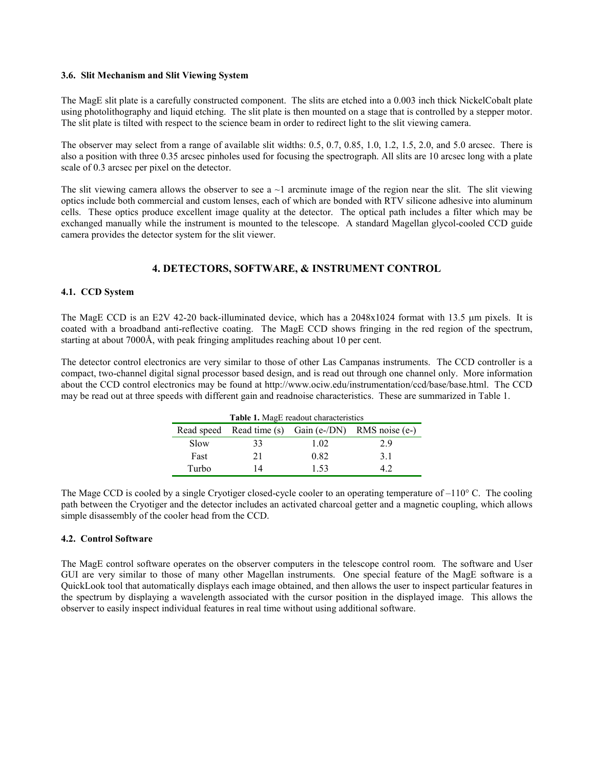### 3.6. Slit Mechanism and Slit Viewing System

The MagE slit plate is a carefully constructed component. The slits are etched into a 0.003 inch thick NickelCobalt plate using photolithography and liquid etching. The slit plate is then mounted on a stage that is controlled by a stepper motor. The slit plate is tilted with respect to the science beam in order to redirect light to the slit viewing camera.

The observer may select from a range of available slit widths: 0.5, 0.7, 0.85, 1.0, 1.2, 1.5, 2.0, and 5.0 arcsec. There is also a position with three 0.35 arcsec pinholes used for focusing the spectrograph. All slits are 10 arcsec long with a plate scale of 0.3 arcsec per pixel on the detector.

The slit viewing camera allows the observer to see a ~1 arcminute image of the region near the slit. The slit viewing optics include both commercial and custom lenses, each of which are bonded with RTV silicone adhesive into aluminum cells. These optics produce excellent image quality at the detector. The optical path includes a filter which may be exchanged manually while the instrument is mounted to the telescope. A standard Magellan glycol-cooled CCD guide camera provides the detector system for the slit viewer.

## 4. DETECTORS, SOFTWARE, & INSTRUMENT CONTROL

### 4.1. CCD System

The MagE CCD is an E2V 42-20 back-illuminated device, which has a 2048x1024 format with 13.5 μm pixels. It is coated with a broadband anti-reflective coating. The MagE CCD shows fringing in the red region of the spectrum, starting at about 7000Å, with peak fringing amplitudes reaching about 10 per cent.

The detector control electronics are very similar to those of other Las Campanas instruments. The CCD controller is a compact, two-channel digital signal processor based design, and is read out through one channel only. More information about the CCD control electronics may be found at http://www.ociw.edu/instrumentation/ccd/base/base.html. The CCD may be read out at three speeds with different gain and readnoise characteristics. These are summarized in Table 1.

**Table 1.** MagE readout characteristics

| Read speed | Read time (s) | Gain (e-/DN) | RMS noise (e-) |
|---|---|---|---|
| Slow | 33 | 1.02 | 2.9 |
| Fast | 21 | 0.82 | 3.1 |
| Turbo | 14 | 1.53 | 4.2 |

The Mage CCD is cooled by a single Cryotiger closed-cycle cooler to an operating temperature of –110° C. The cooling path between the Cryotiger and the detector includes an activated charcoal getter and a magnetic coupling, which allows simple disassembly of the cooler head from the CCD.

### 4.2. Control Software

The MagE control software operates on the observer computers in the telescope control room. The software and User GUI are very similar to those of many other Magellan instruments. One special feature of the MagE software is a QuickLook tool that automatically displays each image obtained, and then allows the user to inspect particular features in the spectrum by displaying a wavelength associated with the cursor position in the displayed image. This allows the observer to easily inspect individual features in real time without using additional software.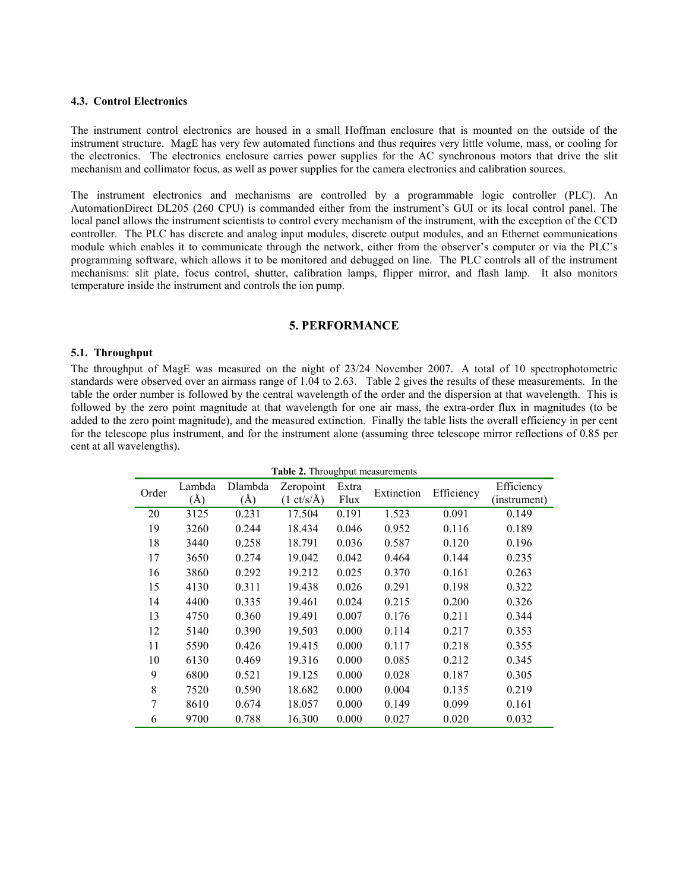### 4.3. Control Electronics

The instrument control electronics are housed in a small Hoffman enclosure that is mounted on the outside of the instrument structure. MagE has very few automated functions and thus requires very little volume, mass, or cooling for the electronics. The electronics enclosure carries power supplies for the AC synchronous motors that drive the slit mechanism and collimator focus, as well as power supplies for the camera electronics and calibration sources.

The instrument electronics and mechanisms are controlled by a programmable logic controller (PLC). An AutomationDirect DL205 (260 CPU) is commanded either from the instrument's GUI or its local control panel. The local panel allows the instrument scientists to control every mechanism of the instrument, with the exception of the CCD controller. The PLC has discrete and analog input modules, discrete output modules, and an Ethernet communications module which enables it to communicate through the network, either from the observer's computer or via the PLC's programming software, which allows it to be monitored and debugged on line. The PLC controls all of the instrument mechanisms: slit plate, focus control, shutter, calibration lamps, flipper mirror, and flash lamp. It also monitors temperature inside the instrument and controls the ion pump.

## 5. PERFORMANCE

### 5.1. Throughput

The throughput of MagE was measured on the night of 23/24 November 2007. A total of 10 spectrophotometric standards were observed over an airmass range of 1.04 to 2.63. Table 2 gives the results of these measurements. In the table the order number is followed by the central wavelength of the order and the dispersion at that wavelength. This is followed by the zero point magnitude at that wavelength for one air mass, the extra-order flux in magnitudes (to be added to the zero point magnitude), and the measured extinction. Finally the table lists the overall efficiency in per cent for the telescope plus instrument, and for the instrument alone (assuming three telescope mirror reflections of 0.85 per cent at all wavelengths).

**Table 2.** Throughput measurements

| Order | Lambda (Å) | Dlambda (Å) | Zeropoint (1 ct/s/Å) | Extra Flux | Extinction | Efficiency | Efficiency (instrument) |
|---|---|---|---|---|---|---|---|
| 20 | 3125 | 0.231 | 17.504 | 0.191 | 1.523 | 0.091 | 0.149 |
| 19 | 3260 | 0.244 | 18.434 | 0.046 | 0.952 | 0.116 | 0.189 |
| 18 | 3440 | 0.258 | 18.791 | 0.036 | 0.587 | 0.120 | 0.196 |
| 17 | 3650 | 0.274 | 19.042 | 0.042 | 0.464 | 0.144 | 0.235 |
| 16 | 3860 | 0.292 | 19.212 | 0.025 | 0.370 | 0.161 | 0.263 |
| 15 | 4130 | 0.311 | 19.438 | 0.026 | 0.291 | 0.198 | 0.322 |
| 14 | 4400 | 0.335 | 19.461 | 0.024 | 0.215 | 0.200 | 0.326 |
| 13 | 4750 | 0.360 | 19.491 | 0.007 | 0.176 | 0.211 | 0.344 |
| 12 | 5140 | 0.390 | 19.503 | 0.000 | 0.114 | 0.217 | 0.353 |
| 11 | 5590 | 0.426 | 19.415 | 0.000 | 0.117 | 0.218 | 0.355 |
| 10 | 6130 | 0.469 | 19.316 | 0.000 | 0.085 | 0.212 | 0.345 |
| 9 | 6800 | 0.521 | 19.125 | 0.000 | 0.028 | 0.187 | 0.305 |
| 8 | 7520 | 0.590 | 18.682 | 0.000 | 0.004 | 0.135 | 0.219 |
| 7 | 8610 | 0.674 | 18.057 | 0.000 | 0.149 | 0.099 | 0.161 |
| 6 | 9700 | 0.788 | 16.300 | 0.000 | 0.027 | 0.020 | 0.032 |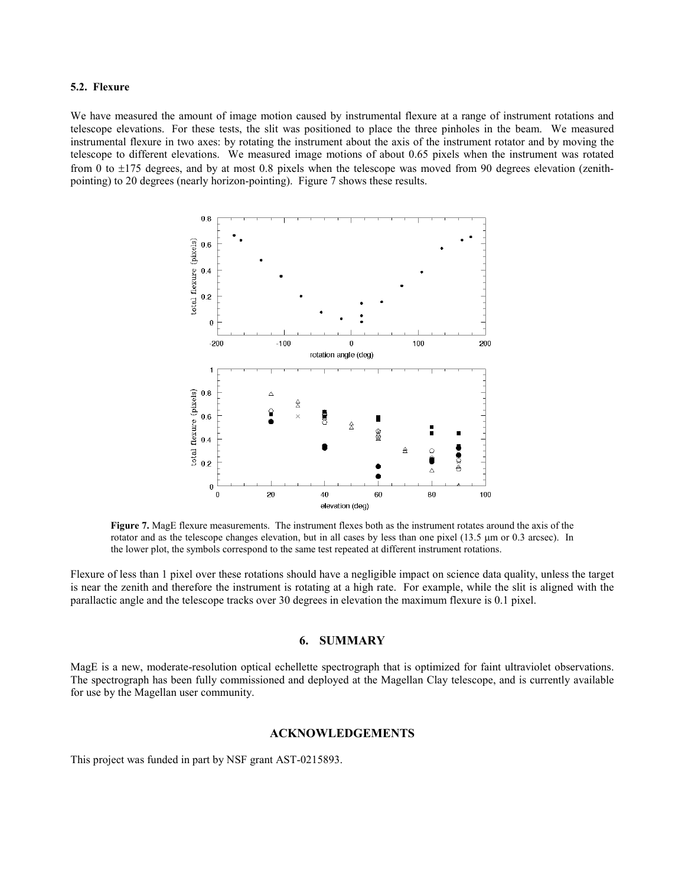### 5.2. Flexure

We have measured the amount of image motion caused by instrumental flexure at a range of instrument rotations and telescope elevations. For these tests, the slit was positioned to place the three pinholes in the beam. We measured instrumental flexure in two axes: by rotating the instrument about the axis of the instrument rotator and by moving the telescope to different elevations. We measured image motions of about 0.65 pixels when the instrument was rotated from 0 to ±175 degrees, and by at most 0.8 pixels when the telescope was moved from 90 degrees elevation (zenith-pointing) to 20 degrees (nearly horizon-pointing). Figure 7 shows these results.

**Figure 7.** MagE flexure measurements. The instrument flexes both as the instrument rotates around the axis of the rotator and as the telescope changes elevation, but in all cases by less than one pixel (13.5 μm or 0.3 arcsec). In the lower plot, the symbols correspond to the same test repeated at different instrument rotations.

Flexure of less than 1 pixel over these rotations should have a negligible impact on science data quality, unless the target is near the zenith and therefore the instrument is rotating at a high rate. For example, while the slit is aligned with the parallactic angle and the telescope tracks over 30 degrees in elevation the maximum flexure is 0.1 pixel.

## 6. SUMMARY

MagE is a new, moderate-resolution optical echellette spectrograph that is optimized for faint ultraviolet observations. The spectrograph has been fully commissioned and deployed at the Magellan Clay telescope, and is currently available for use by the Magellan user community.

## ACKNOWLEDGEMENTS

This project was funded in part by NSF grant AST-0215893.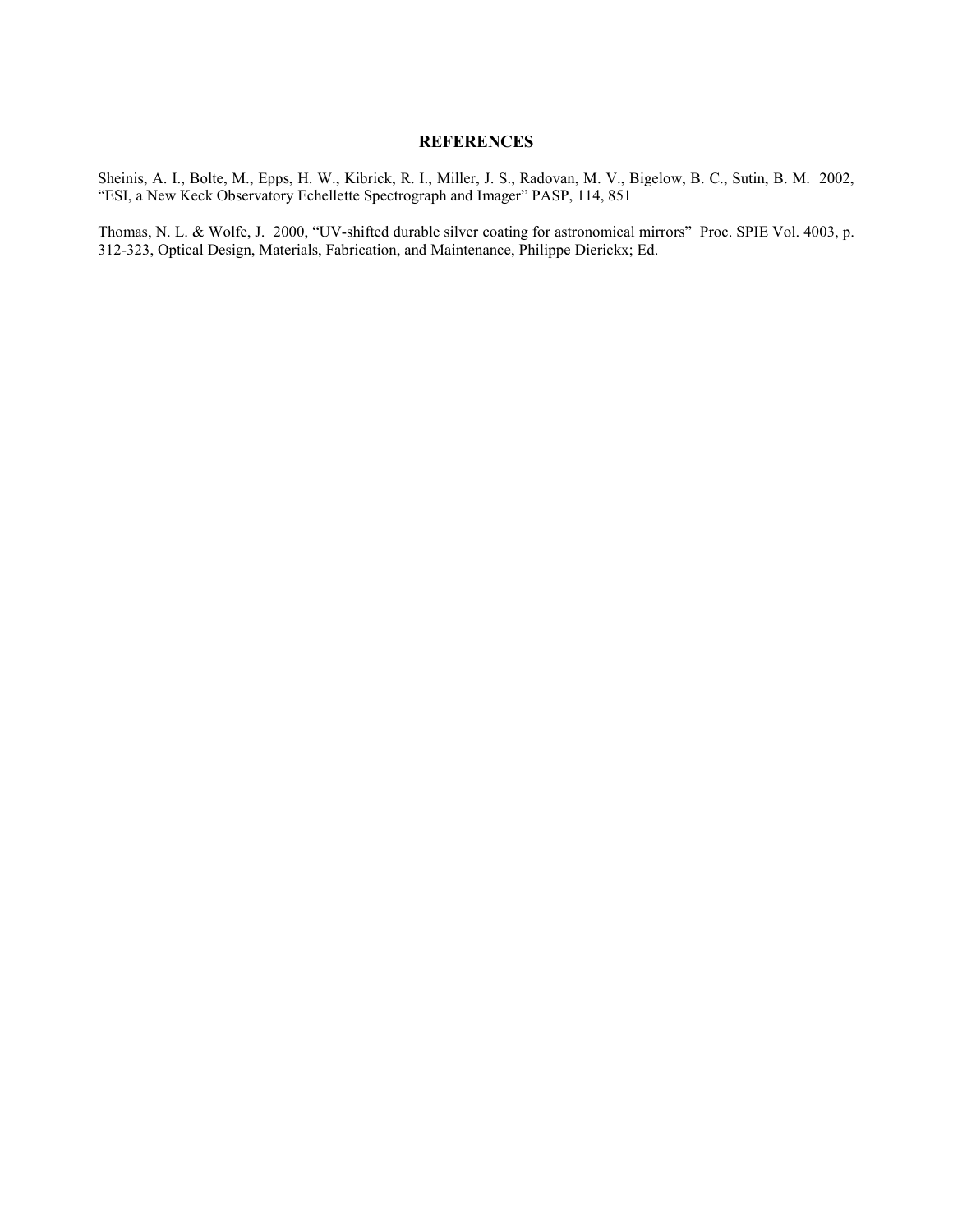## REFERENCES

Sheinis, A. I., Bolte, M., Epps, H. W., Kibrick, R. I., Miller, J. S., Radovan, M. V., Bigelow, B. C., Sutin, B. M. 2002, "ESI, a New Keck Observatory Echellette Spectrograph and Imager" PASP, 114, 851

Thomas, N. L. & Wolfe, J. 2000, "UV-shifted durable silver coating for astronomical mirrors" Proc. SPIE Vol. 4003, p. 312-323, Optical Design, Materials, Fabrication, and Maintenance, Philippe Dierickx; Ed.